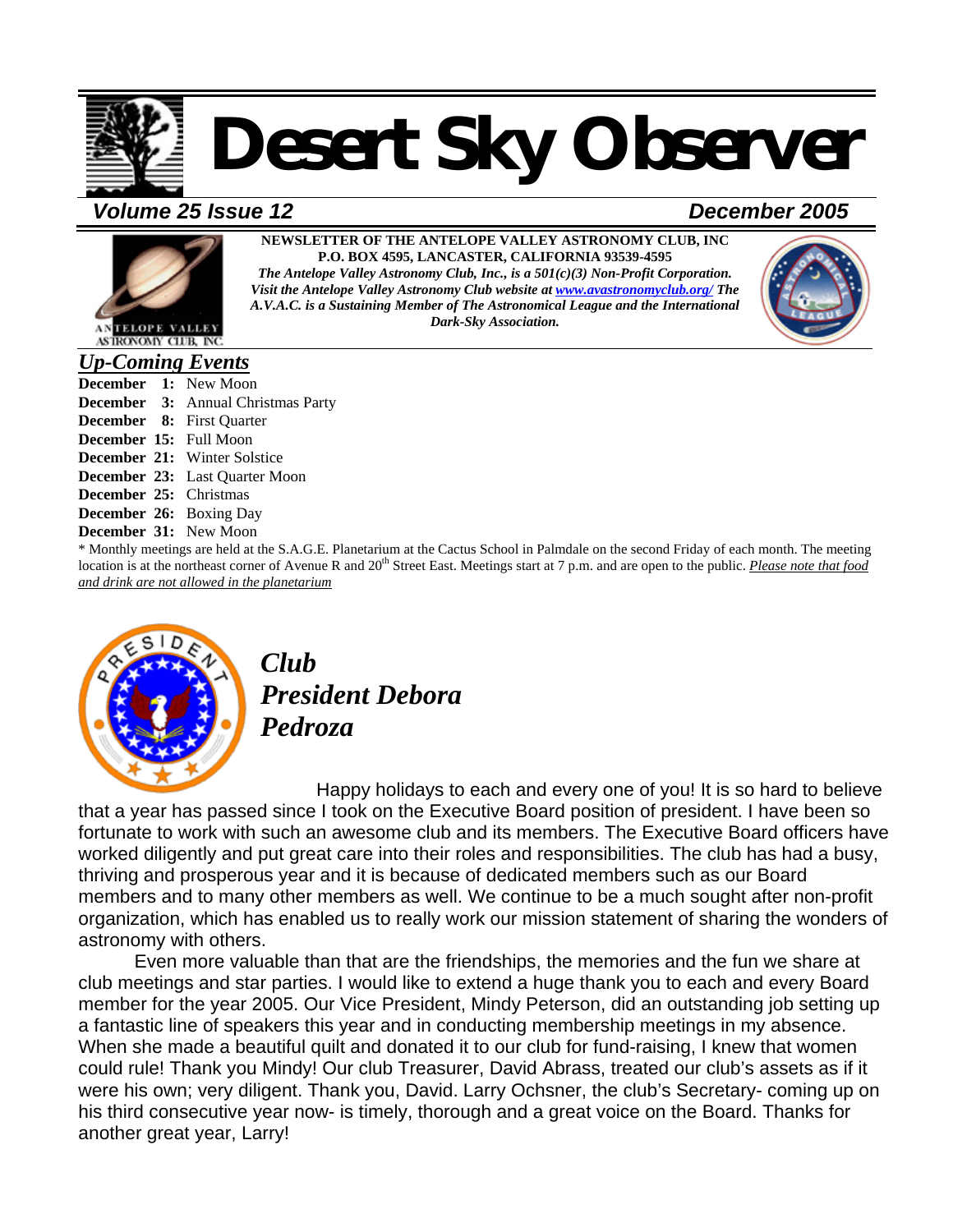# Desert Sky Observer

***Volume 25 Issue 12*** ***December 2005***

**NEWSLETTER OF THE ANTELOPE VALLEY ASTRONOMY CLUB, INC**
**P.O. BOX 4595, LANCASTER, CALIFORNIA 93539-4595**
***The Antelope Valley Astronomy Club, Inc., is a 501(c)(3) Non-Profit Corporation.***
***Visit the Antelope Valley Astronomy Club website at [www.avastronomyclub.org/](http://www.avastronomyclub.org/) The A.V.A.C. is a Sustaining Member of The Astronomical League and the International Dark-Sky Association.***

## *Up-Coming Events*

**December 1:** New Moon
**December 3:** Annual Christmas Party
**December 8:** First Quarter
**December 15:** Full Moon
**December 21:** Winter Solstice
**December 23:** Last Quarter Moon
**December 25:** Christmas
**December 26:** Boxing Day
**December 31:** New Moon

* Monthly meetings are held at the S.A.G.E. Planetarium at the Cactus School in Palmdale on the second Friday of each month. The meeting location is at the northeast corner of Avenue R and 20th Street East. Meetings start at 7 p.m. and are open to the public. *Please note that food and drink are not allowed in the planetarium*

## *Club President Debora Pedroza*

Happy holidays to each and every one of you! It is so hard to believe that a year has passed since I took on the Executive Board position of president. I have been so fortunate to work with such an awesome club and its members. The Executive Board officers have worked diligently and put great care into their roles and responsibilities. The club has had a busy, thriving and prosperous year and it is because of dedicated members such as our Board members and to many other members as well. We continue to be a much sought after non-profit organization, which has enabled us to really work our mission statement of sharing the wonders of astronomy with others.

Even more valuable than that are the friendships, the memories and the fun we share at club meetings and star parties. I would like to extend a huge thank you to each and every Board member for the year 2005. Our Vice President, Mindy Peterson, did an outstanding job setting up a fantastic line of speakers this year and in conducting membership meetings in my absence. When she made a beautiful quilt and donated it to our club for fund-raising, I knew that women could rule! Thank you Mindy! Our club Treasurer, David Abrass, treated our club's assets as if it were his own; very diligent. Thank you, David. Larry Ochsner, the club's Secretary- coming up on his third consecutive year now- is timely, thorough and a great voice on the Board. Thanks for another great year, Larry!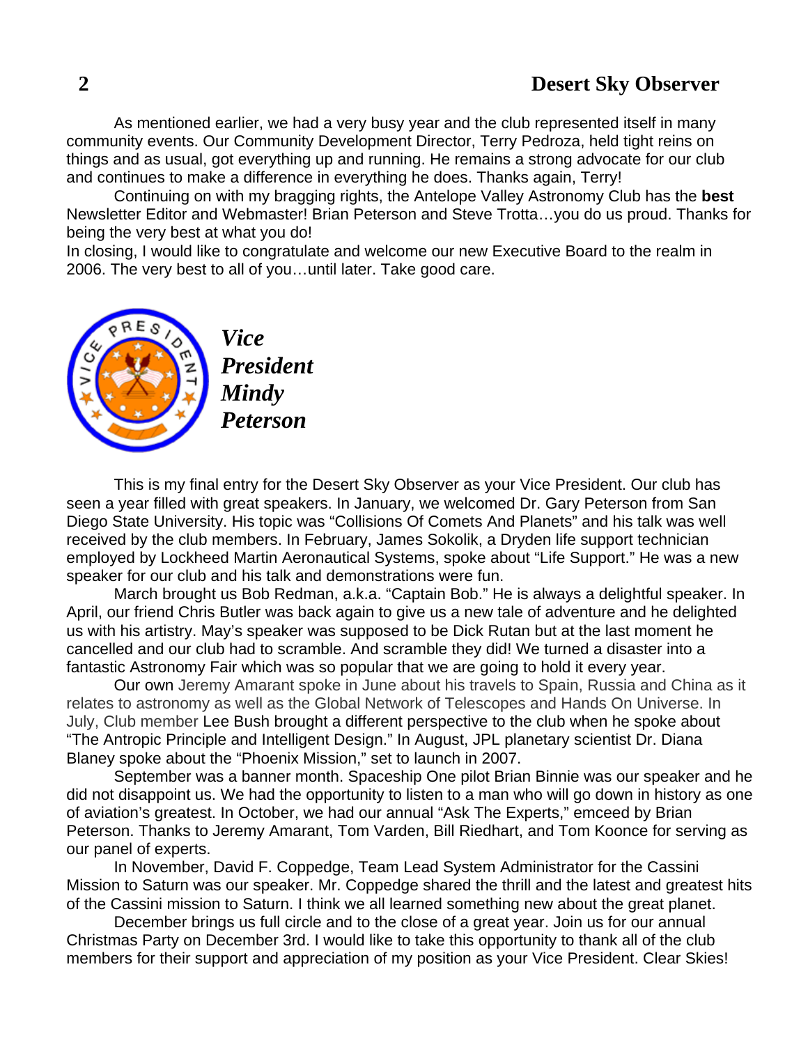As mentioned earlier, we had a very busy year and the club represented itself in many community events. Our Community Development Director, Terry Pedroza, held tight reins on things and as usual, got everything up and running. He remains a strong advocate for our club and continues to make a difference in everything he does. Thanks again, Terry!

Continuing on with my bragging rights, the Antelope Valley Astronomy Club has the **best** Newsletter Editor and Webmaster! Brian Peterson and Steve Trotta…you do us proud. Thanks for being the very best at what you do!

In closing, I would like to congratulate and welcome our new Executive Board to the realm in 2006. The very best to all of you…until later. Take good care.

## ***Vice President Mindy Peterson***

This is my final entry for the Desert Sky Observer as your Vice President. Our club has seen a year filled with great speakers. In January, we welcomed Dr. Gary Peterson from San Diego State University. His topic was "Collisions Of Comets And Planets" and his talk was well received by the club members. In February, James Sokolik, a Dryden life support technician employed by Lockheed Martin Aeronautical Systems, spoke about "Life Support." He was a new speaker for our club and his talk and demonstrations were fun.

March brought us Bob Redman, a.k.a. "Captain Bob." He is always a delightful speaker. In April, our friend Chris Butler was back again to give us a new tale of adventure and he delighted us with his artistry. May's speaker was supposed to be Dick Rutan but at the last moment he cancelled and our club had to scramble. And scramble they did! We turned a disaster into a fantastic Astronomy Fair which was so popular that we are going to hold it every year.

Our own Jeremy Amarant spoke in June about his travels to Spain, Russia and China as it relates to astronomy as well as the Global Network of Telescopes and Hands On Universe. In July, Club member Lee Bush brought a different perspective to the club when he spoke about "The Antropic Principle and Intelligent Design." In August, JPL planetary scientist Dr. Diana Blaney spoke about the "Phoenix Mission," set to launch in 2007.

September was a banner month. Spaceship One pilot Brian Binnie was our speaker and he did not disappoint us. We had the opportunity to listen to a man who will go down in history as one of aviation's greatest. In October, we had our annual "Ask The Experts," emceed by Brian Peterson. Thanks to Jeremy Amarant, Tom Varden, Bill Riedhart, and Tom Koonce for serving as our panel of experts.

In November, David F. Coppedge, Team Lead System Administrator for the Cassini Mission to Saturn was our speaker. Mr. Coppedge shared the thrill and the latest and greatest hits of the Cassini mission to Saturn. I think we all learned something new about the great planet.

December brings us full circle and to the close of a great year. Join us for our annual Christmas Party on December 3rd. I would like to take this opportunity to thank all of the club members for their support and appreciation of my position as your Vice President. Clear Skies!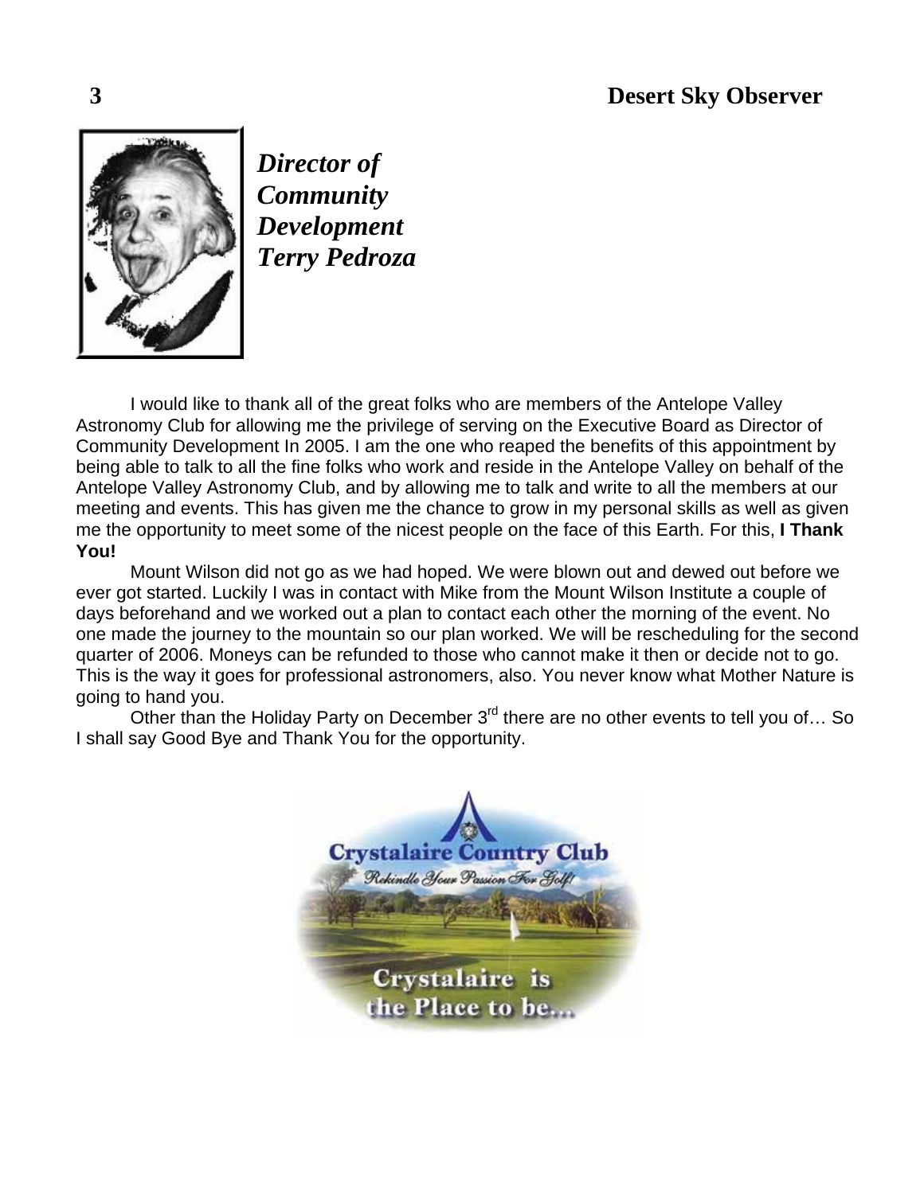## *Director of Community Development Terry Pedroza*

I would like to thank all of the great folks who are members of the Antelope Valley Astronomy Club for allowing me the privilege of serving on the Executive Board as Director of Community Development In 2005. I am the one who reaped the benefits of this appointment by being able to talk to all the fine folks who work and reside in the Antelope Valley on behalf of the Antelope Valley Astronomy Club, and by allowing me to talk and write to all the members at our meeting and events. This has given me the chance to grow in my personal skills as well as given me the opportunity to meet some of the nicest people on the face of this Earth. For this, **I Thank You!**

Mount Wilson did not go as we had hoped. We were blown out and dewed out before we ever got started. Luckily I was in contact with Mike from the Mount Wilson Institute a couple of days beforehand and we worked out a plan to contact each other the morning of the event. No one made the journey to the mountain so our plan worked. We will be rescheduling for the second quarter of 2006. Moneys can be refunded to those who cannot make it then or decide not to go. This is the way it goes for professional astronomers, also. You never know what Mother Nature is going to hand you.

Other than the Holiday Party on December 3rd there are no other events to tell you of… So I shall say Good Bye and Thank You for the opportunity.

**Crystalaire Country Club**

*Rekindle Your Passion For Golf!*

**Crystalaire is the Place to be...**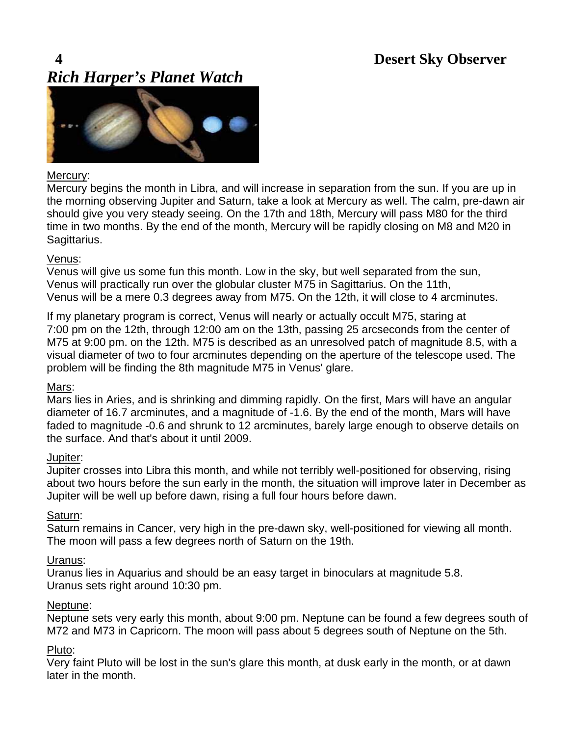# *Rich Harper's Planet Watch*

<u>Mercury</u>:

Mercury begins the month in Libra, and will increase in separation from the sun. If you are up in the morning observing Jupiter and Saturn, take a look at Mercury as well. The calm, pre-dawn air should give you very steady seeing. On the 17th and 18th, Mercury will pass M80 for the third time in two months. By the end of the month, Mercury will be rapidly closing on M8 and M20 in Sagittarius.

<u>Venus</u>:

Venus will give us some fun this month. Low in the sky, but well separated from the sun, Venus will practically run over the globular cluster M75 in Sagittarius. On the 11th, Venus will be a mere 0.3 degrees away from M75. On the 12th, it will close to 4 arcminutes.

If my planetary program is correct, Venus will nearly or actually occult M75, staring at 7:00 pm on the 12th, through 12:00 am on the 13th, passing 25 arcseconds from the center of M75 at 9:00 pm. on the 12th. M75 is described as an unresolved patch of magnitude 8.5, with a visual diameter of two to four arcminutes depending on the aperture of the telescope used. The problem will be finding the 8th magnitude M75 in Venus' glare.

<u>Mars</u>:

Mars lies in Aries, and is shrinking and dimming rapidly. On the first, Mars will have an angular diameter of 16.7 arcminutes, and a magnitude of -1.6. By the end of the month, Mars will have faded to magnitude -0.6 and shrunk to 12 arcminutes, barely large enough to observe details on the surface. And that's about it until 2009.

<u>Jupiter</u>:

Jupiter crosses into Libra this month, and while not terribly well-positioned for observing, rising about two hours before the sun early in the month, the situation will improve later in December as Jupiter will be well up before dawn, rising a full four hours before dawn.

<u>Saturn</u>:

Saturn remains in Cancer, very high in the pre-dawn sky, well-positioned for viewing all month. The moon will pass a few degrees north of Saturn on the 19th.

<u>Uranus</u>:

Uranus lies in Aquarius and should be an easy target in binoculars at magnitude 5.8. Uranus sets right around 10:30 pm.

<u>Neptune</u>:

Neptune sets very early this month, about 9:00 pm. Neptune can be found a few degrees south of M72 and M73 in Capricorn. The moon will pass about 5 degrees south of Neptune on the 5th.

<u>Pluto</u>:

Very faint Pluto will be lost in the sun's glare this month, at dusk early in the month, or at dawn later in the month.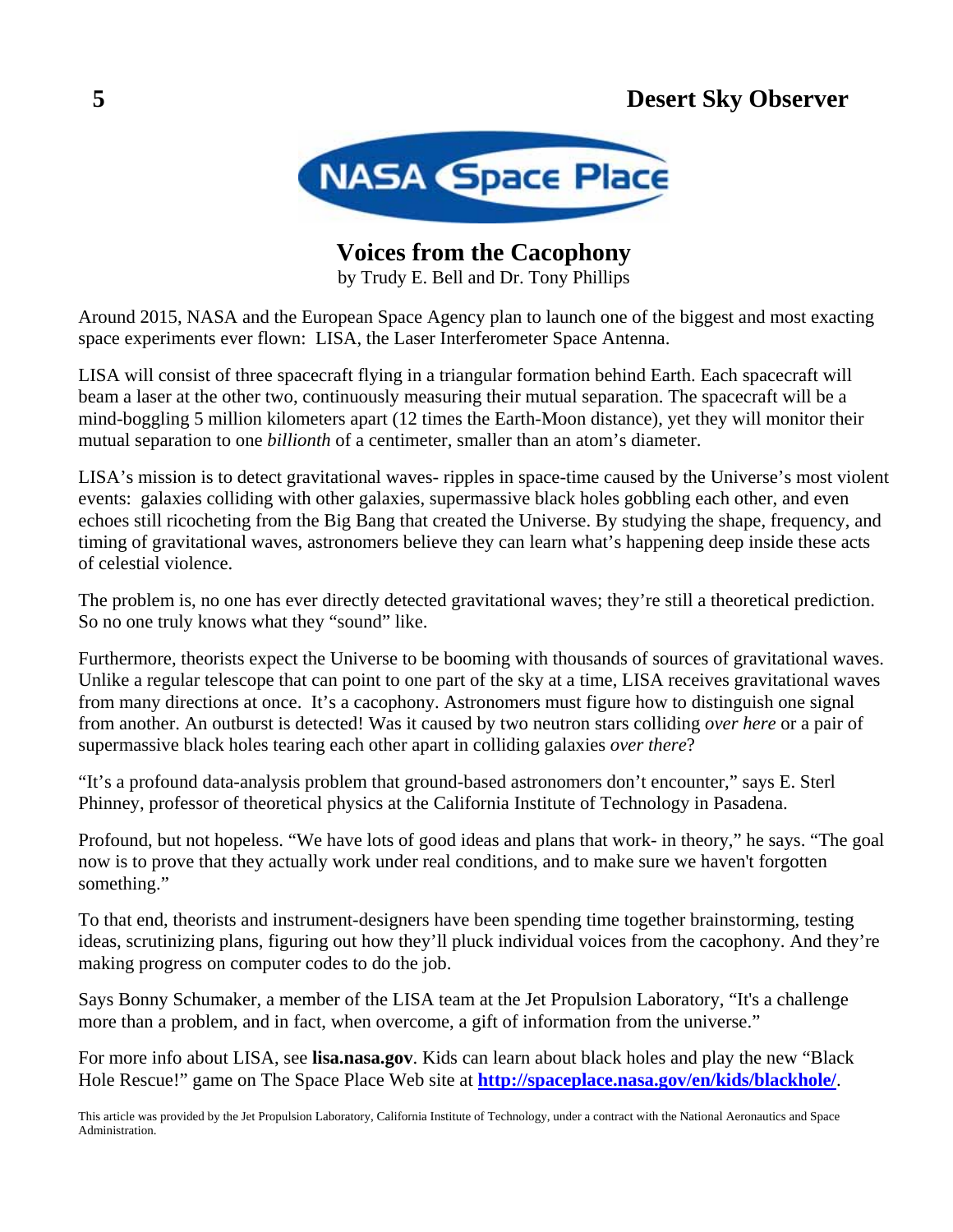NASA Space Place

# Voices from the Cacophony

by Trudy E. Bell and Dr. Tony Phillips

Around 2015, NASA and the European Space Agency plan to launch one of the biggest and most exacting space experiments ever flown: LISA, the Laser Interferometer Space Antenna.

LISA will consist of three spacecraft flying in a triangular formation behind Earth. Each spacecraft will beam a laser at the other two, continuously measuring their mutual separation. The spacecraft will be a mind-boggling 5 million kilometers apart (12 times the Earth-Moon distance), yet they will monitor their mutual separation to one *billionth* of a centimeter, smaller than an atom's diameter.

LISA's mission is to detect gravitational waves- ripples in space-time caused by the Universe's most violent events: galaxies colliding with other galaxies, supermassive black holes gobbling each other, and even echoes still ricocheting from the Big Bang that created the Universe. By studying the shape, frequency, and timing of gravitational waves, astronomers believe they can learn what's happening deep inside these acts of celestial violence.

The problem is, no one has ever directly detected gravitational waves; they're still a theoretical prediction. So no one truly knows what they "sound" like.

Furthermore, theorists expect the Universe to be booming with thousands of sources of gravitational waves. Unlike a regular telescope that can point to one part of the sky at a time, LISA receives gravitational waves from many directions at once. It's a cacophony. Astronomers must figure how to distinguish one signal from another. An outburst is detected! Was it caused by two neutron stars colliding *over here* or a pair of supermassive black holes tearing each other apart in colliding galaxies *over there*?

"It's a profound data-analysis problem that ground-based astronomers don't encounter," says E. Sterl Phinney, professor of theoretical physics at the California Institute of Technology in Pasadena.

Profound, but not hopeless. "We have lots of good ideas and plans that work- in theory," he says. "The goal now is to prove that they actually work under real conditions, and to make sure we haven't forgotten something."

To that end, theorists and instrument-designers have been spending time together brainstorming, testing ideas, scrutinizing plans, figuring out how they'll pluck individual voices from the cacophony. And they're making progress on computer codes to do the job.

Says Bonny Schumaker, a member of the LISA team at the Jet Propulsion Laboratory, "It's a challenge more than a problem, and in fact, when overcome, a gift of information from the universe."

For more info about LISA, see **lisa.nasa.gov**. Kids can learn about black holes and play the new "Black Hole Rescue!" game on The Space Place Web site at **http://spaceplace.nasa.gov/en/kids/blackhole/**.

This article was provided by the Jet Propulsion Laboratory, California Institute of Technology, under a contract with the National Aeronautics and Space Administration.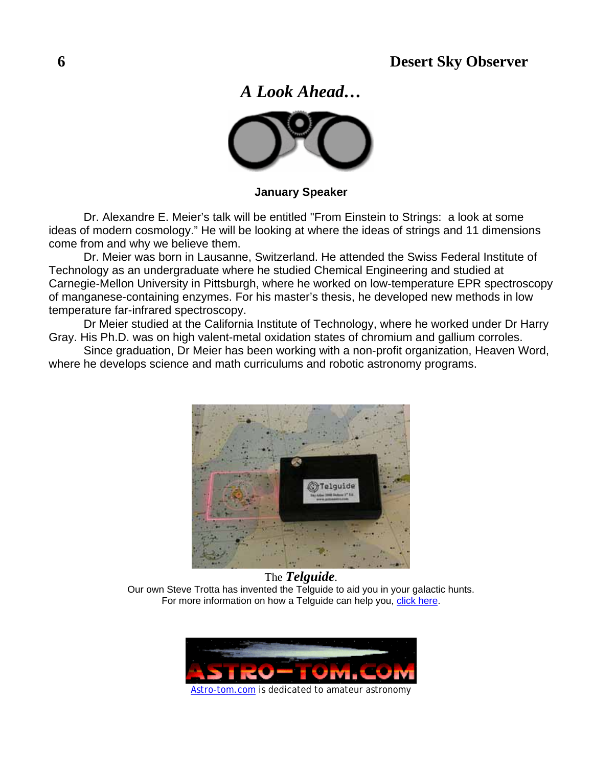# *A Look Ahead…*

**January Speaker**

Dr. Alexandre E. Meier's talk will be entitled "From Einstein to Strings: a look at some ideas of modern cosmology." He will be looking at where the ideas of strings and 11 dimensions come from and why we believe them.

Dr. Meier was born in Lausanne, Switzerland. He attended the Swiss Federal Institute of Technology as an undergraduate where he studied Chemical Engineering and studied at Carnegie-Mellon University in Pittsburgh, where he worked on low-temperature EPR spectroscopy of manganese-containing enzymes. For his master's thesis, he developed new methods in low temperature far-infrared spectroscopy.

Dr Meier studied at the California Institute of Technology, where he worked under Dr Harry Gray. His Ph.D. was on high valent-metal oxidation states of chromium and gallium corroles.

Since graduation, Dr Meier has been working with a non-profit organization, Heaven Word, where he develops science and math curriculums and robotic astronomy programs.

The ***Telguide***.
Our own Steve Trotta has invented the Telguide to aid you in your galactic hunts.
For more information on how a Telguide can help you, click here.

Astro-tom.com is dedicated to amateur astronomy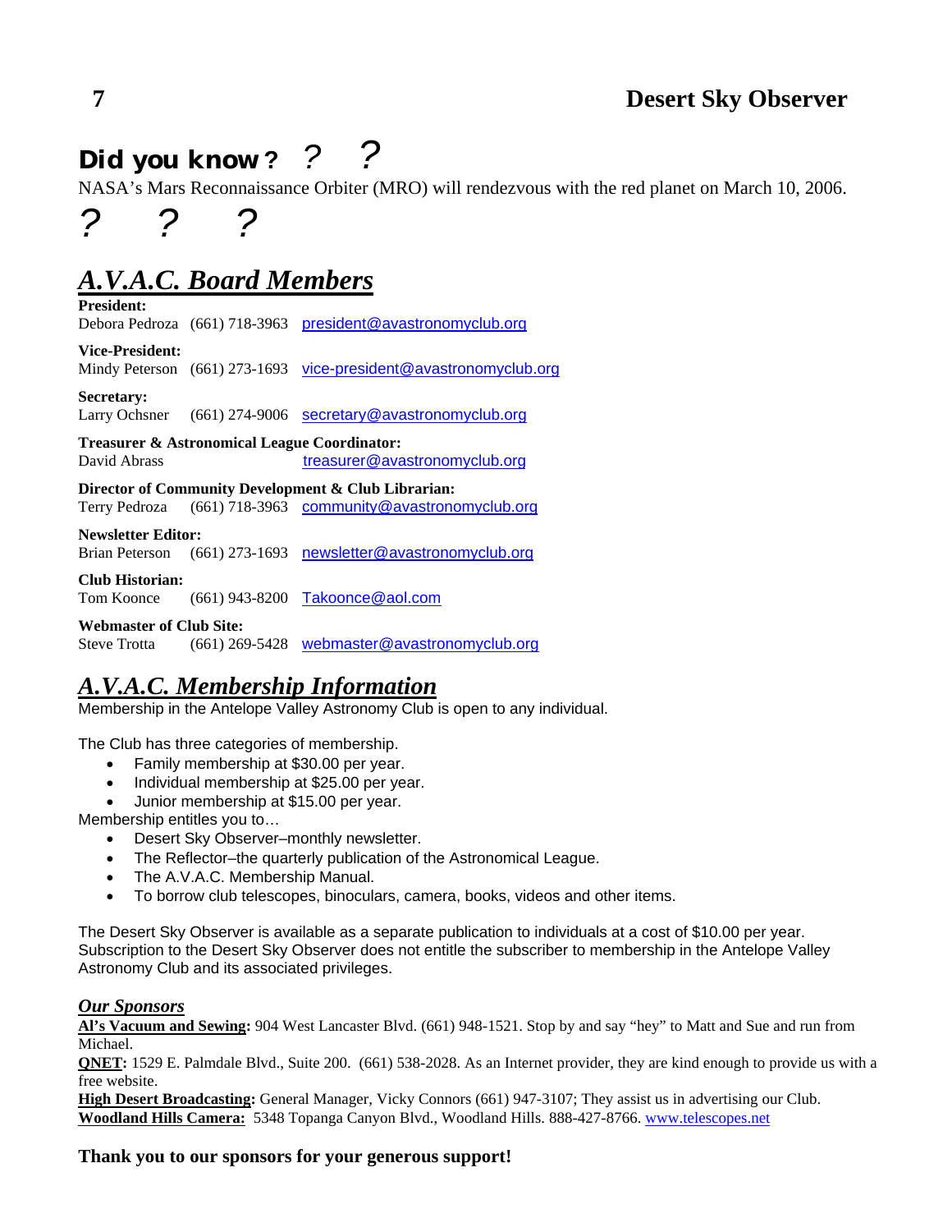## Did you know? ? ?

NASA's Mars Reconnaissance Orbiter (MRO) will rendezvous with the red planet on March 10, 2006.

? ? ?

## *A.V.A.C. Board Members*

**President:**
Debora Pedroza (661) 718-3963 president@avastronomyclub.org

**Vice-President:**
Mindy Peterson (661) 273-1693 vice-president@avastronomyclub.org

**Secretary:**
Larry Ochsner (661) 274-9006 secretary@avastronomyclub.org

**Treasurer & Astronomical League Coordinator:**
David Abrass treasurer@avastronomyclub.org

**Director of Community Development & Club Librarian:**
Terry Pedroza (661) 718-3963 community@avastronomyclub.org

**Newsletter Editor:**
Brian Peterson (661) 273-1693 newsletter@avastronomyclub.org

**Club Historian:**
Tom Koonce (661) 943-8200 Takoonce@aol.com

**Webmaster of Club Site:**
Steve Trotta (661) 269-5428 webmaster@avastronomyclub.org

## *A.V.A.C. Membership Information*

Membership in the Antelope Valley Astronomy Club is open to any individual.

The Club has three categories of membership.

- Family membership at $30.00 per year.
- Individual membership at $25.00 per year.
- Junior membership at $15.00 per year.

Membership entitles you to…

- Desert Sky Observer–monthly newsletter.
- The Reflector–the quarterly publication of the Astronomical League.
- The A.V.A.C. Membership Manual.
- To borrow club telescopes, binoculars, camera, books, videos and other items.

The Desert Sky Observer is available as a separate publication to individuals at a cost of $10.00 per year. Subscription to the Desert Sky Observer does not entitle the subscriber to membership in the Antelope Valley Astronomy Club and its associated privileges.

### *Our Sponsors*

**Al's Vacuum and Sewing:** 904 West Lancaster Blvd. (661) 948-1521. Stop by and say "hey" to Matt and Sue and run from Michael.
**QNET:** 1529 E. Palmdale Blvd., Suite 200. (661) 538-2028. As an Internet provider, they are kind enough to provide us with a free website.
**High Desert Broadcasting:** General Manager, Vicky Connors (661) 947-3107; They assist us in advertising our Club.
**Woodland Hills Camera:** 5348 Topanga Canyon Blvd., Woodland Hills. 888-427-8766. www.telescopes.net

**Thank you to our sponsors for your generous support!**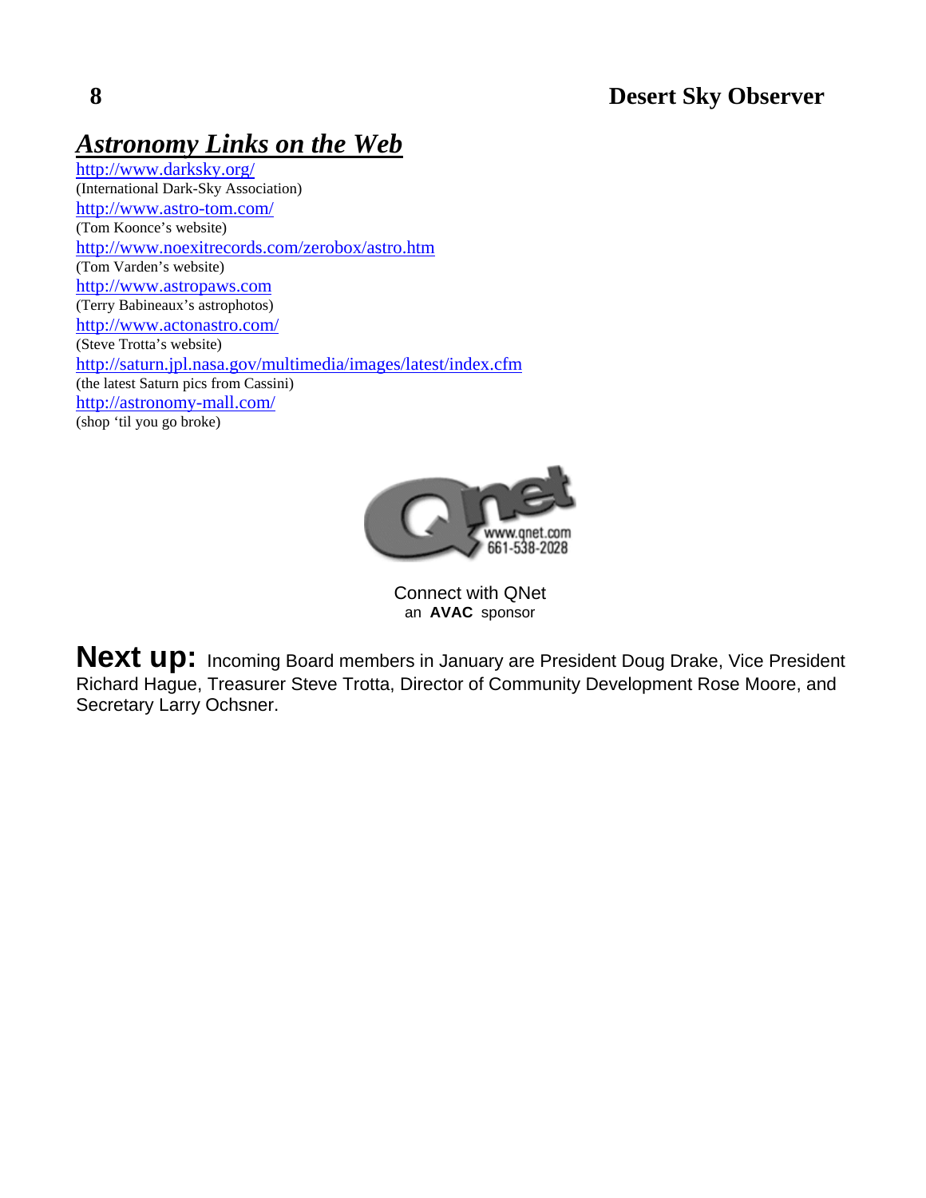## *Astronomy Links on the Web*

http://www.darksky.org/
(International Dark-Sky Association)
http://www.astro-tom.com/
(Tom Koonce's website)
http://www.noexitrecords.com/zerobox/astro.htm
(Tom Varden's website)
http://www.astropaws.com
(Terry Babineaux's astrophotos)
http://www.actonastro.com/
(Steve Trotta's website)
http://saturn.jpl.nasa.gov/multimedia/images/latest/index.cfm
(the latest Saturn pics from Cassini)
http://astronomy-mall.com/
(shop 'til you go broke)

www.qnet.com
661-538-2028

Connect with QNet
an **AVAC** sponsor

**Next up:** Incoming Board members in January are President Doug Drake, Vice President Richard Hague, Treasurer Steve Trotta, Director of Community Development Rose Moore, and Secretary Larry Ochsner.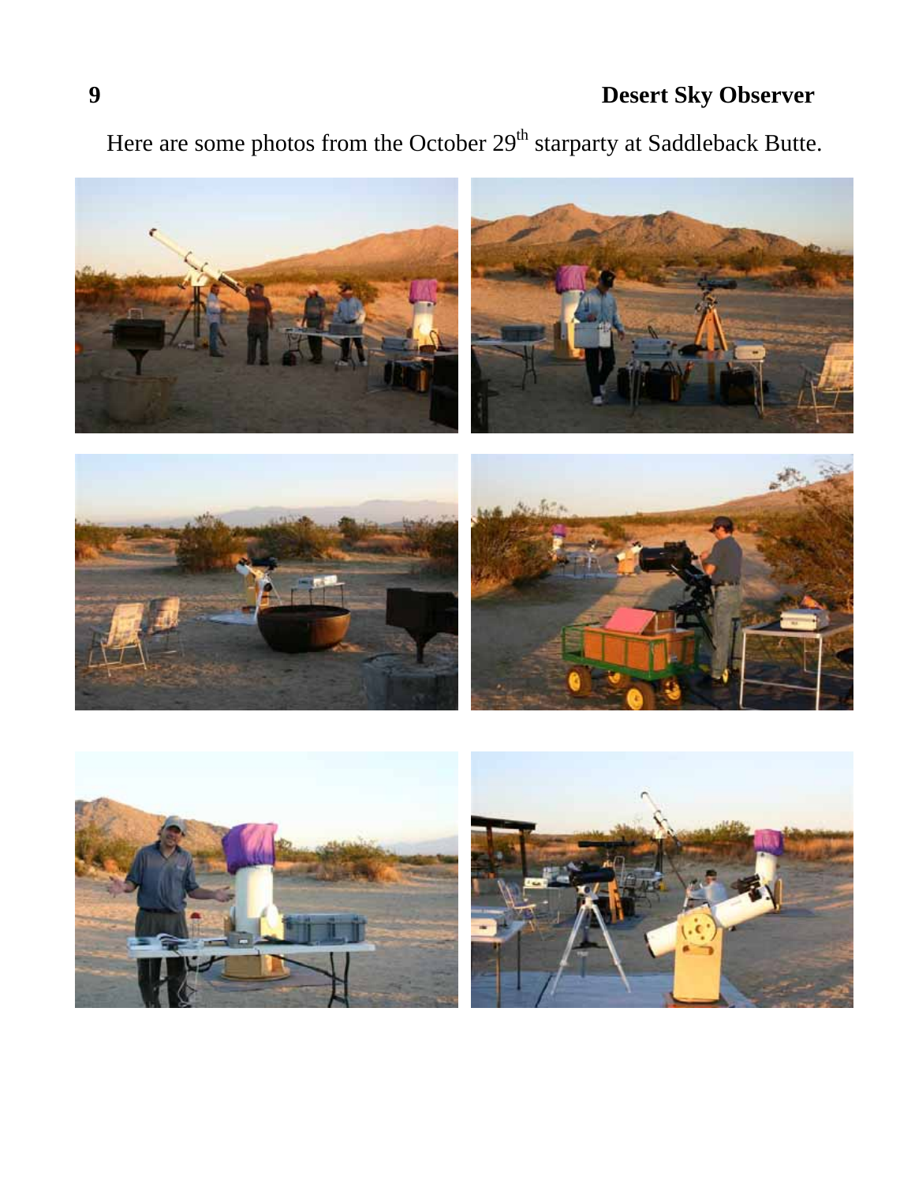Here are some photos from the October 29th starparty at Saddleback Butte.